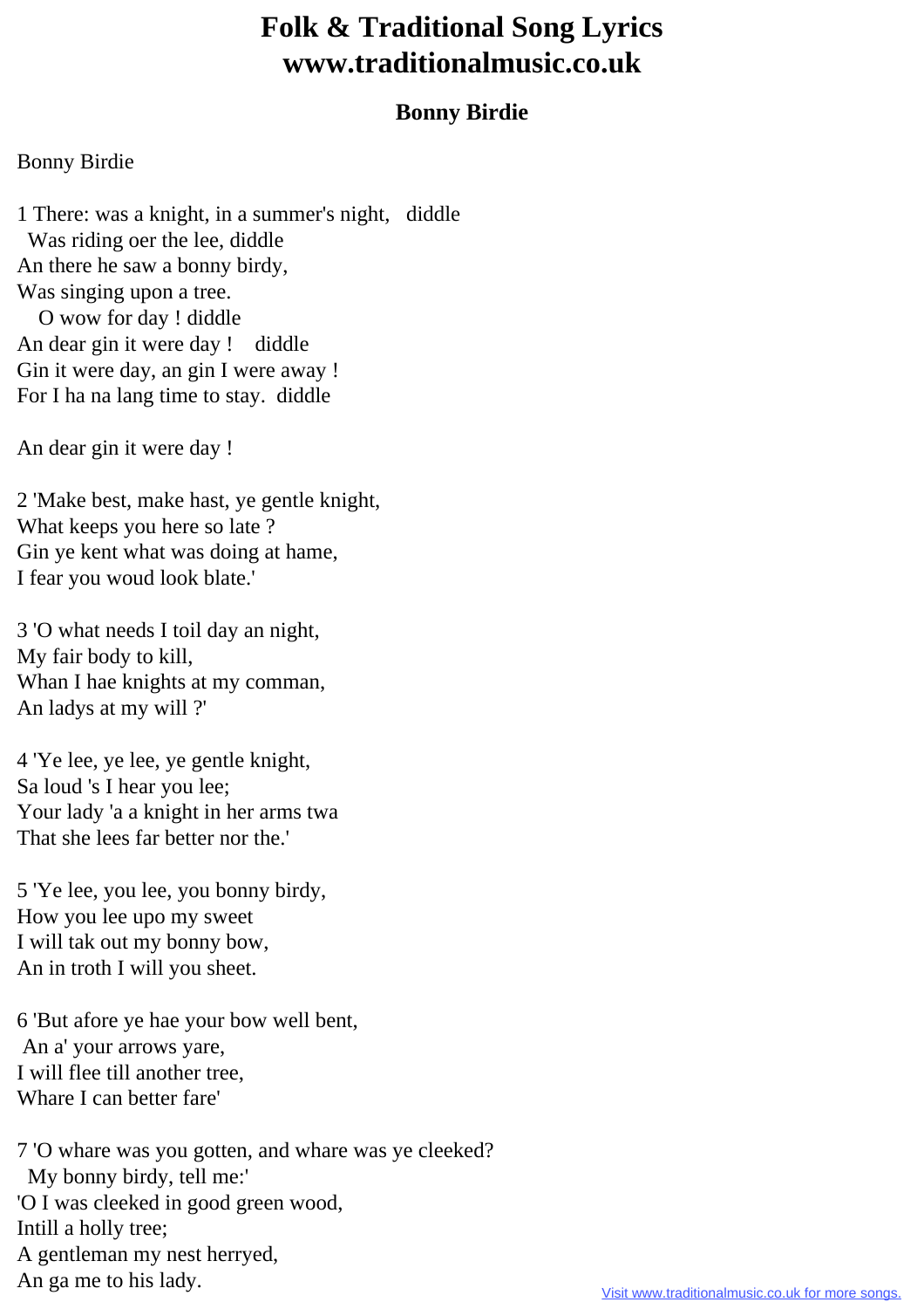# Folk & Traditional Song Lyrics www.traditionalmusic.co.uk

## Bonny Birdie

Bonny Birdie

1 There: was a knight, in a summer's night, diddle
Was riding oer the lee, diddle
An there he saw a bonny birdy,
Was singing upon a tree.
O wow for day ! diddle
An dear gin it were day ! diddle
Gin it were day, an gin I were away !
For I ha na lang time to stay. diddle

An dear gin it were day !

2 'Make best, make hast, ye gentle knight,
What keeps you here so late ?
Gin ye kent what was doing at hame,
I fear you woud look blate.'

3 'O what needs I toil day an night,
My fair body to kill,
Whan I hae knights at my comman,
An ladys at my will ?'

4 'Ye lee, ye lee, ye gentle knight,
Sa loud 's I hear you lee;
Your lady 'a a knight in her arms twa
That she lees far better nor the.'

5 'Ye lee, you lee, you bonny birdy,
How you lee upo my sweet
I will tak out my bonny bow,
An in troth I will you sheet.

6 'But afore ye hae your bow well bent,
An a' your arrows yare,
I will flee till another tree,
Whare I can better fare'

7 'O whare was you gotten, and whare was ye cleeked?
My bonny birdy, tell me:'
'O I was cleeked in good green wood,
Intill a holly tree;
A gentleman my nest herryed,
An ga me to his lady.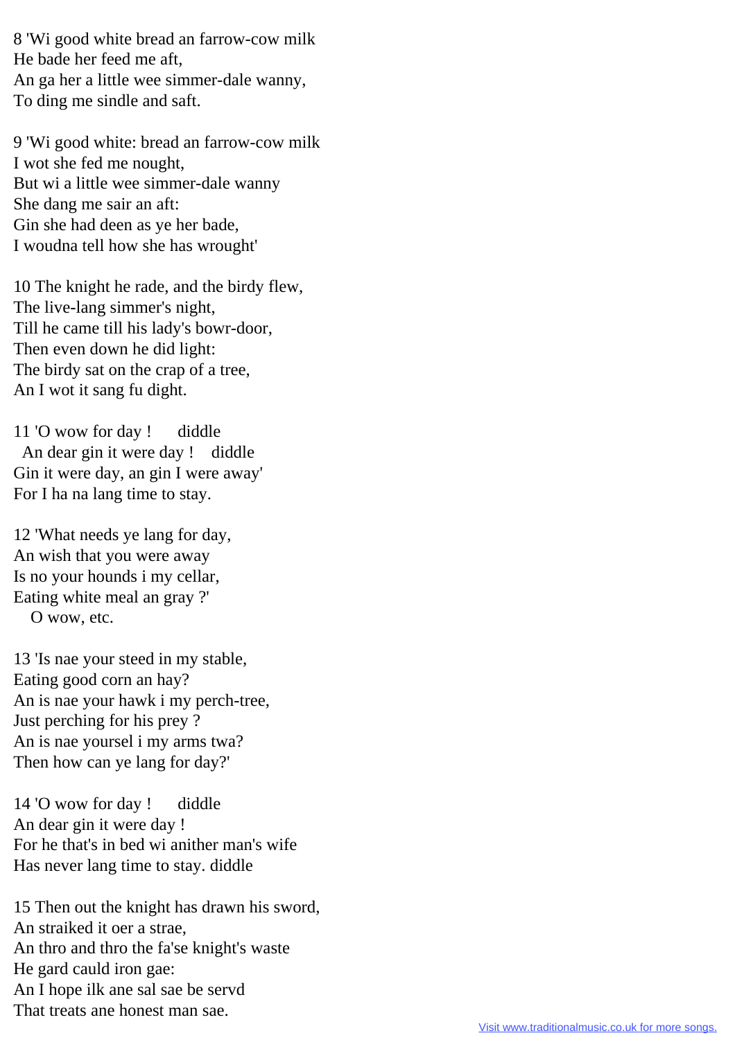8 'Wi good white bread an farrow-cow milk
He bade her feed me aft,
An ga her a little wee simmer-dale wanny,
To ding me sindle and saft.

9 'Wi good white: bread an farrow-cow milk
I wot she fed me nought,
But wi a little wee simmer-dale wanny
She dang me sair an aft:
Gin she had deen as ye her bade,
I woudna tell how she has wrought'

10 The knight he rade, and the birdy flew,
The live-lang simmer's night,
Till he came till his lady's bowr-door,
Then even down he did light:
The birdy sat on the crap of a tree,
An I wot it sang fu dight.

11 'O wow for day ! diddle
An dear gin it were day ! diddle
Gin it were day, an gin I were away'
For I ha na lang time to stay.

12 'What needs ye lang for day,
An wish that you were away
Is no your hounds i my cellar,
Eating white meal an gray ?'
O wow, etc.

13 'Is nae your steed in my stable,
Eating good corn an hay?
An is nae your hawk i my perch-tree,
Just perching for his prey ?
An is nae yoursel i my arms twa?
Then how can ye lang for day?'

14 'O wow for day ! diddle
An dear gin it were day !
For he that's in bed wi anither man's wife
Has never lang time to stay. diddle

15 Then out the knight has drawn his sword,
An straiked it oer a strae,
An thro and thro the fa'se knight's waste
He gard cauld iron gae:
An I hope ilk ane sal sae be servd
That treats ane honest man sae.

Visit www.traditionalmusic.co.uk for more songs.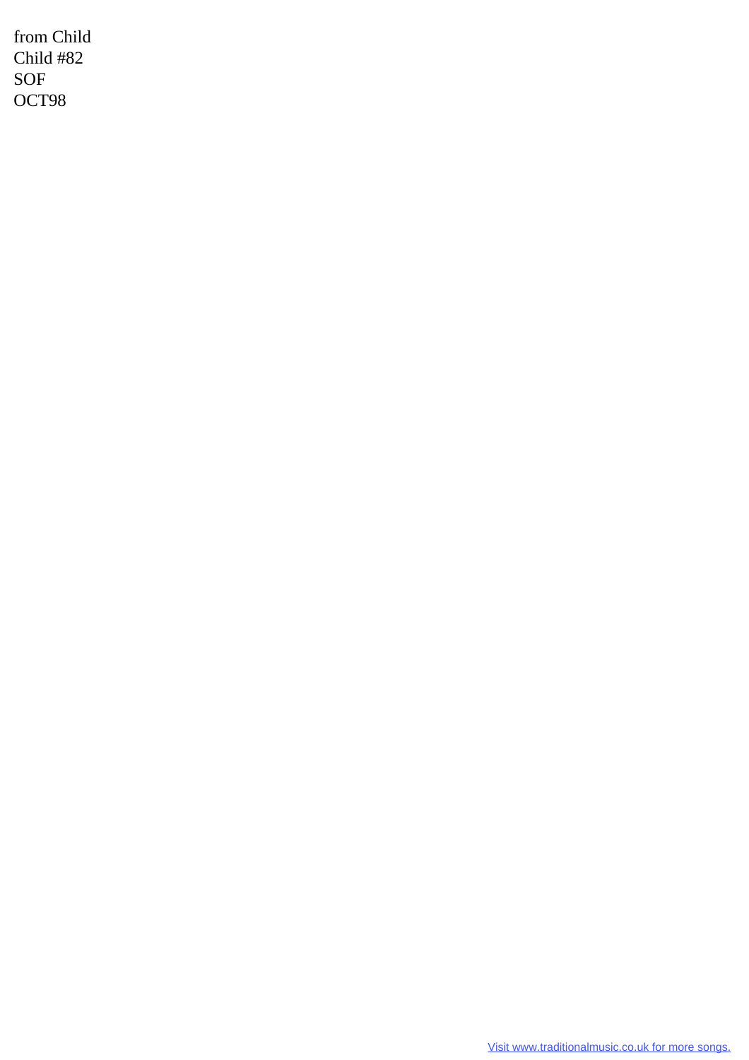from Child
Child #82
SOF
OCT98